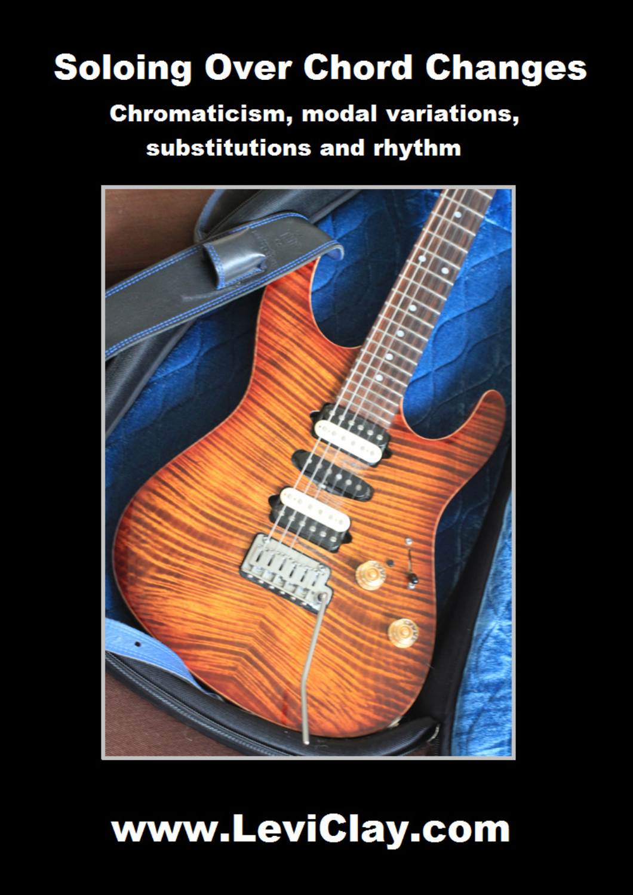# Soloing Over Chord Changes

## Chromaticism, modal variations, substitutions and rhythm

**www.LeviClay.com**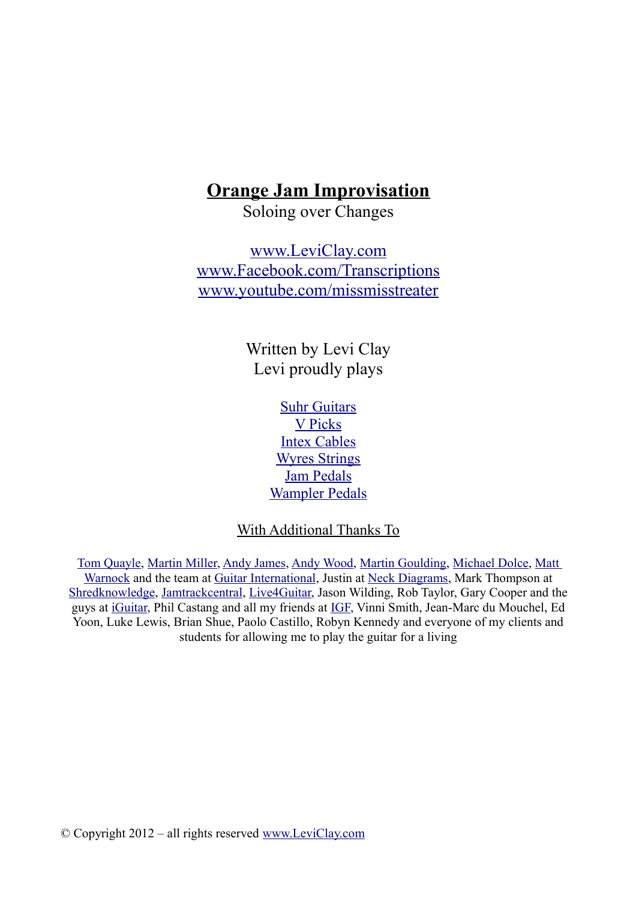# Orange Jam Improvisation

Soloing over Changes

www.LeviClay.com
www.Facebook.com/Transcriptions
www.youtube.com/missmisstreater

Written by Levi Clay
Levi proudly plays

Suhr Guitars
V Picks
Intex Cables
Wyres Strings
Jam Pedals
Wampler Pedals

With Additional Thanks To

Tom Quayle, Martin Miller, Andy James, Andy Wood, Martin Goulding, Michael Dolce, Matt Warnock and the team at Guitar International, Justin at Neck Diagrams, Mark Thompson at Shredknowledge, Jamtrackcentral, Live4Guitar, Jason Wilding, Rob Taylor, Gary Cooper and the guys at iGuitar, Phil Castang and all my friends at IGF, Vinni Smith, Jean-Marc du Mouchel, Ed Yoon, Luke Lewis, Brian Shue, Paolo Castillo, Robyn Kennedy and everyone of my clients and students for allowing me to play the guitar for a living

© Copyright 2012 – all rights reserved www.LeviClay.com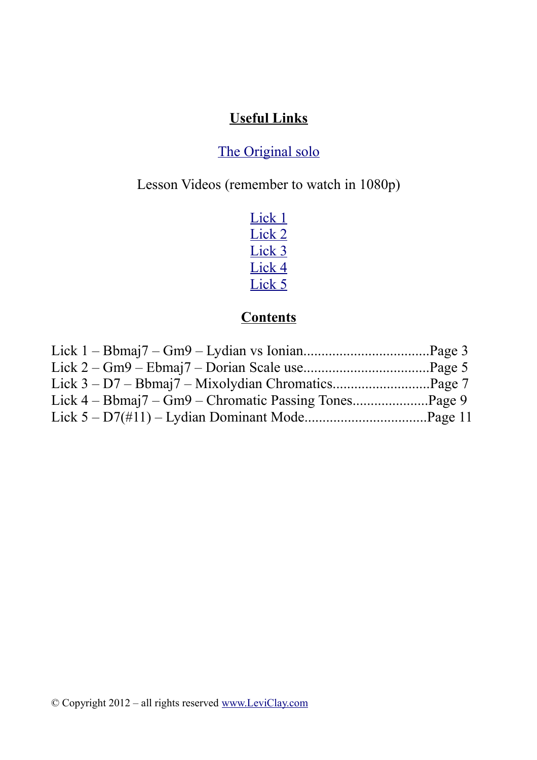## Useful Links

The Original solo

Lesson Videos (remember to watch in 1080p)

Lick 1
Lick 2
Lick 3
Lick 4
Lick 5

## Contents

Lick 1 – Bbmaj7 – Gm9 – Lydian vs Ionian....................................Page 3
Lick 2 – Gm9 – Ebmaj7 – Dorian Scale use....................................Page 5
Lick 3 – D7 – Bbmaj7 – Mixolydian Chromatics...........................Page 7
Lick 4 – Bbmaj7 – Gm9 – Chromatic Passing Tones.....................Page 9
Lick 5 – D7(#11) – Lydian Dominant Mode..................................Page 11

© Copyright 2012 – all rights reserved www.LeviClay.com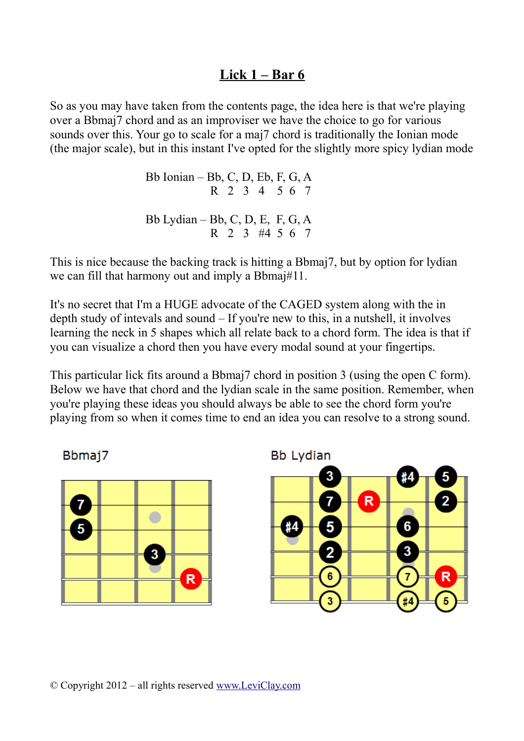# Lick 1 – Bar 6

So as you may have taken from the contents page, the idea here is that we're playing over a Bbmaj7 chord and as an improviser we have the choice to go for various sounds over this. Your go to scale for a maj7 chord is traditionally the Ionian mode (the major scale), but in this instant I've opted for the slightly more spicy lydian mode

Bb Ionian – Bb, C, D, Eb, F, G, A
R 2 3 4 5 6 7

Bb Lydian – Bb, C, D, E, F, G, A
R 2 3 #4 5 6 7

This is nice because the backing track is hitting a Bbmaj7, but by option for lydian we can fill that harmony out and imply a Bbmaj#11.

It's no secret that I'm a HUGE advocate of the CAGED system along with the in depth study of intevals and sound – If you're new to this, in a nutshell, it involves learning the neck in 5 shapes which all relate back to a chord form. The idea is that if you can visualize a chord then you have every modal sound at your fingertips.

This particular lick fits around a Bbmaj7 chord in position 3 (using the open C form). Below we have that chord and the lydian scale in the same position. Remember, when you're playing these ideas you should always be able to see the chord form you're playing from so when it comes time to end an idea you can resolve to a strong sound.

Bbmaj7

Bb Lydian

© Copyright 2012 – all rights reserved www.LeviClay.com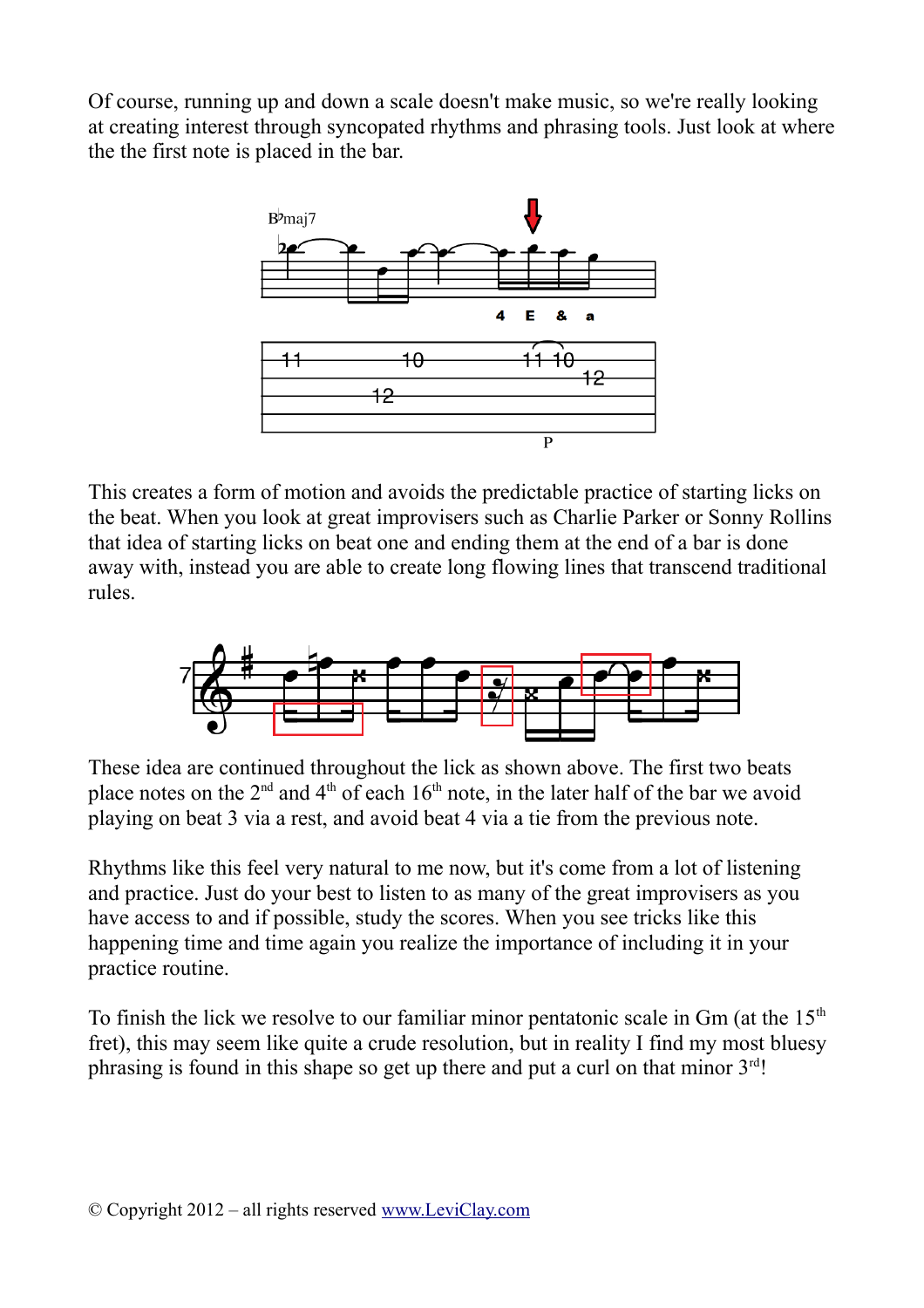Of course, running up and down a scale doesn't make music, so we're really looking at creating interest through syncopated rhythms and phrasing tools. Just look at where the the first note is placed in the bar.

This creates a form of motion and avoids the predictable practice of starting licks on the beat. When you look at great improvisers such as Charlie Parker or Sonny Rollins that idea of starting licks on beat one and ending them at the end of a bar is done away with, instead you are able to create long flowing lines that transcend traditional rules.

These idea are continued throughout the lick as shown above. The first two beats place notes on the 2nd and 4th of each 16th note, in the later half of the bar we avoid playing on beat 3 via a rest, and avoid beat 4 via a tie from the previous note.

Rhythms like this feel very natural to me now, but it's come from a lot of listening and practice. Just do your best to listen to as many of the great improvisers as you have access to and if possible, study the scores. When you see tricks like this happening time and time again you realize the importance of including it in your practice routine.

To finish the lick we resolve to our familiar minor pentatonic scale in Gm (at the 15th fret), this may seem like quite a crude resolution, but in reality I find my most bluesy phrasing is found in this shape so get up there and put a curl on that minor 3rd!

© Copyright 2012 – all rights reserved www.LeviClay.com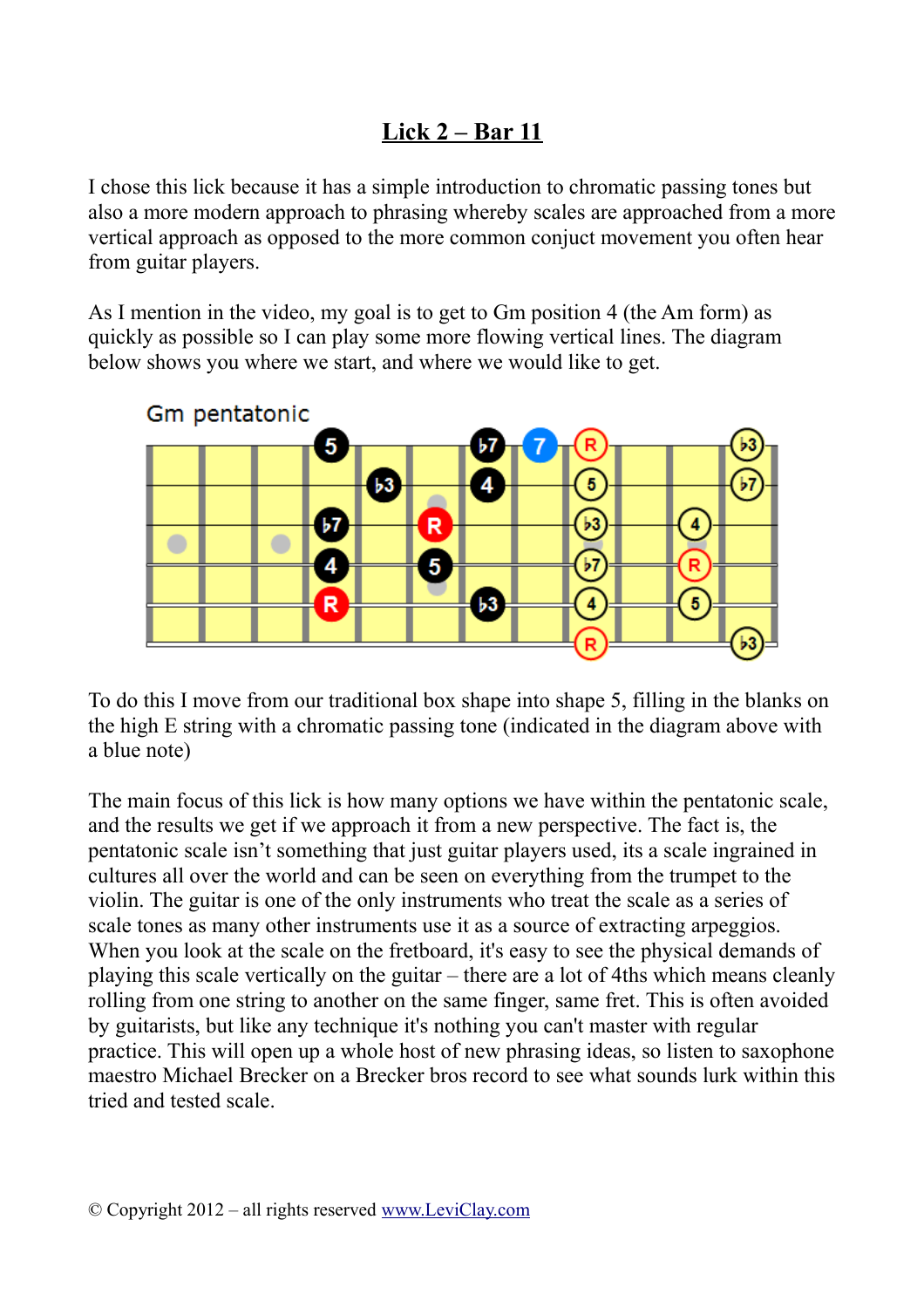# Lick 2 – Bar 11

I chose this lick because it has a simple introduction to chromatic passing tones but also a more modern approach to phrasing whereby scales are approached from a more vertical approach as opposed to the more common conjuct movement you often hear from guitar players.

As I mention in the video, my goal is to get to Gm position 4 (the Am form) as quickly as possible so I can play some more flowing vertical lines. The diagram below shows you where we start, and where we would like to get.

Gm pentatonic

To do this I move from our traditional box shape into shape 5, filling in the blanks on the high E string with a chromatic passing tone (indicated in the diagram above with a blue note)

The main focus of this lick is how many options we have within the pentatonic scale, and the results we get if we approach it from a new perspective. The fact is, the pentatonic scale isn't something that just guitar players used, its a scale ingrained in cultures all over the world and can be seen on everything from the trumpet to the violin. The guitar is one of the only instruments who treat the scale as a series of scale tones as many other instruments use it as a source of extracting arpeggios. When you look at the scale on the fretboard, it's easy to see the physical demands of playing this scale vertically on the guitar – there are a lot of 4ths which means cleanly rolling from one string to another on the same finger, same fret. This is often avoided by guitarists, but like any technique it's nothing you can't master with regular practice. This will open up a whole host of new phrasing ideas, so listen to saxophone maestro Michael Brecker on a Brecker bros record to see what sounds lurk within this tried and tested scale.

© Copyright 2012 – all rights reserved www.LeviClay.com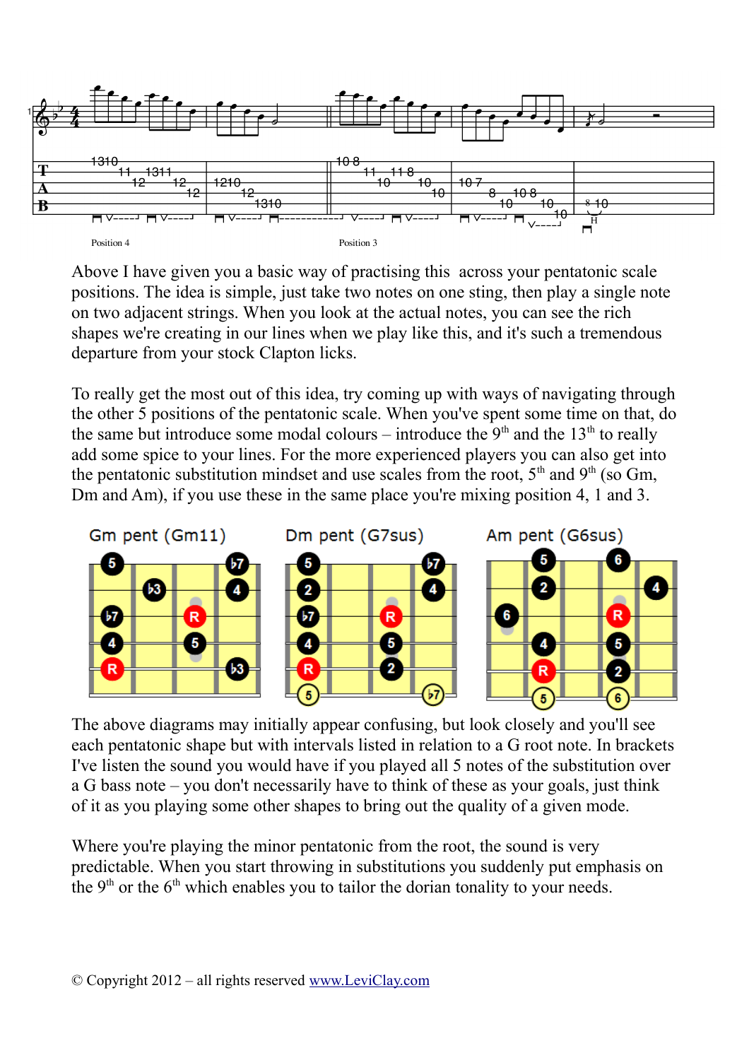Position 4

Position 3

Above I have given you a basic way of practising this across your pentatonic scale positions. The idea is simple, just take two notes on one sting, then play a single note on two adjacent strings. When you look at the actual notes, you can see the rich shapes we're creating in our lines when we play like this, and it's such a tremendous departure from your stock Clapton licks.

To really get the most out of this idea, try coming up with ways of navigating through the other 5 positions of the pentatonic scale. When you've spent some time on that, do the same but introduce some modal colours – introduce the 9th and the 13th to really add some spice to your lines. For the more experienced players you can also get into the pentatonic substitution mindset and use scales from the root, 5th and 9th (so Gm, Dm and Am), if you use these in the same place you're mixing position 4, 1 and 3.

Gm pent (Gm11) — Dm pent (G7sus) — Am pent (G6sus)

The above diagrams may initially appear confusing, but look closely and you'll see each pentatonic shape but with intervals listed in relation to a G root note. In brackets I've listen the sound you would have if you played all 5 notes of the substitution over a G bass note – you don't necessarily have to think of these as your goals, just think of it as you playing some other shapes to bring out the quality of a given mode.

Where you're playing the minor pentatonic from the root, the sound is very predictable. When you start throwing in substitutions you suddenly put emphasis on the 9th or the 6th which enables you to tailor the dorian tonality to your needs.

© Copyright 2012 – all rights reserved www.LeviClay.com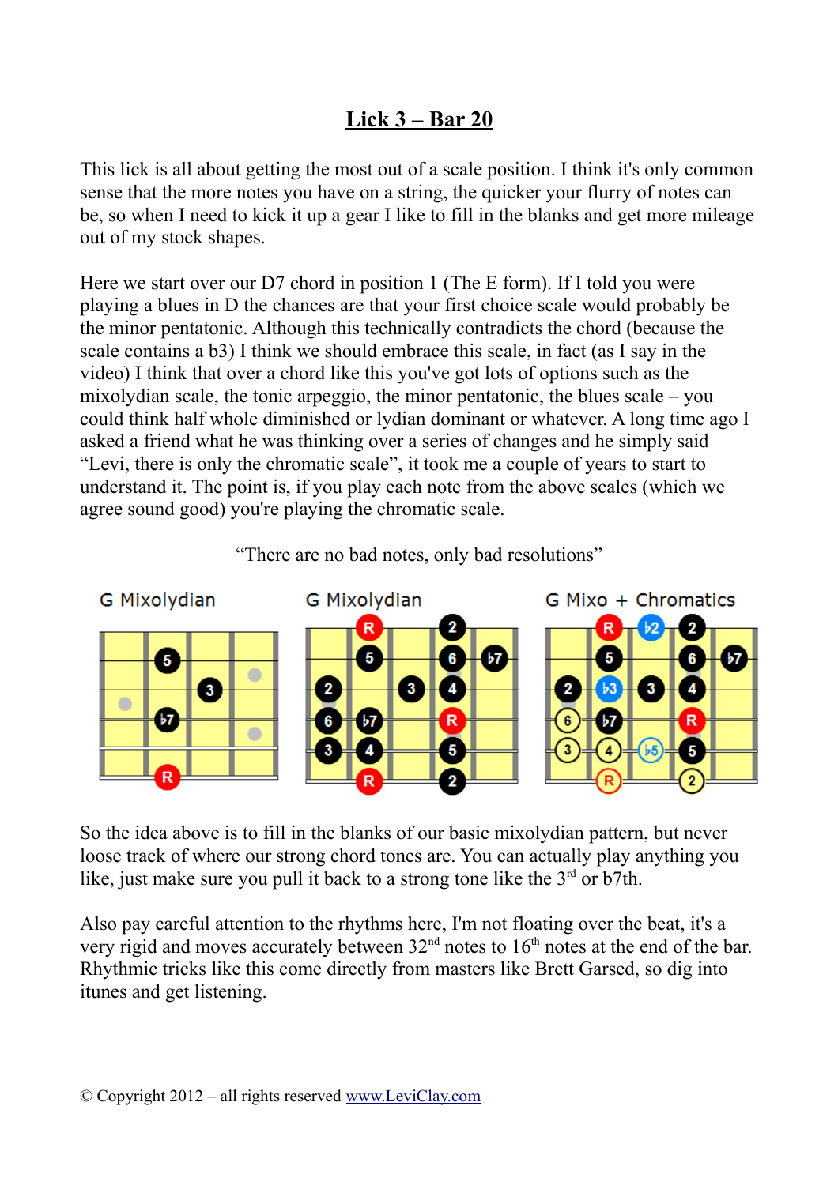# Lick 3 – Bar 20

This lick is all about getting the most out of a scale position. I think it's only common sense that the more notes you have on a string, the quicker your flurry of notes can be, so when I need to kick it up a gear I like to fill in the blanks and get more mileage out of my stock shapes.

Here we start over our D7 chord in position 1 (The E form). If I told you were playing a blues in D the chances are that your first choice scale would probably be the minor pentatonic. Although this technically contradicts the chord (because the scale contains a b3) I think we should embrace this scale, in fact (as I say in the video) I think that over a chord like this you've got lots of options such as the mixolydian scale, the tonic arpeggio, the minor pentatonic, the blues scale – you could think half whole diminished or lydian dominant or whatever. A long time ago I asked a friend what he was thinking over a series of changes and he simply said "Levi, there is only the chromatic scale", it took me a couple of years to start to understand it. The point is, if you play each note from the above scales (which we agree sound good) you're playing the chromatic scale.

"There are no bad notes, only bad resolutions"

G Mixolydian | G Mixolydian | G Mixo + Chromatics

So the idea above is to fill in the blanks of our basic mixolydian pattern, but never loose track of where our strong chord tones are. You can actually play anything you like, just make sure you pull it back to a strong tone like the 3rd or b7th.

Also pay careful attention to the rhythms here, I'm not floating over the beat, it's a very rigid and moves accurately between 32nd notes to 16th notes at the end of the bar. Rhythmic tricks like this come directly from masters like Brett Garsed, so dig into itunes and get listening.

© Copyright 2012 – all rights reserved [www.LeviClay.com](http://www.LeviClay.com)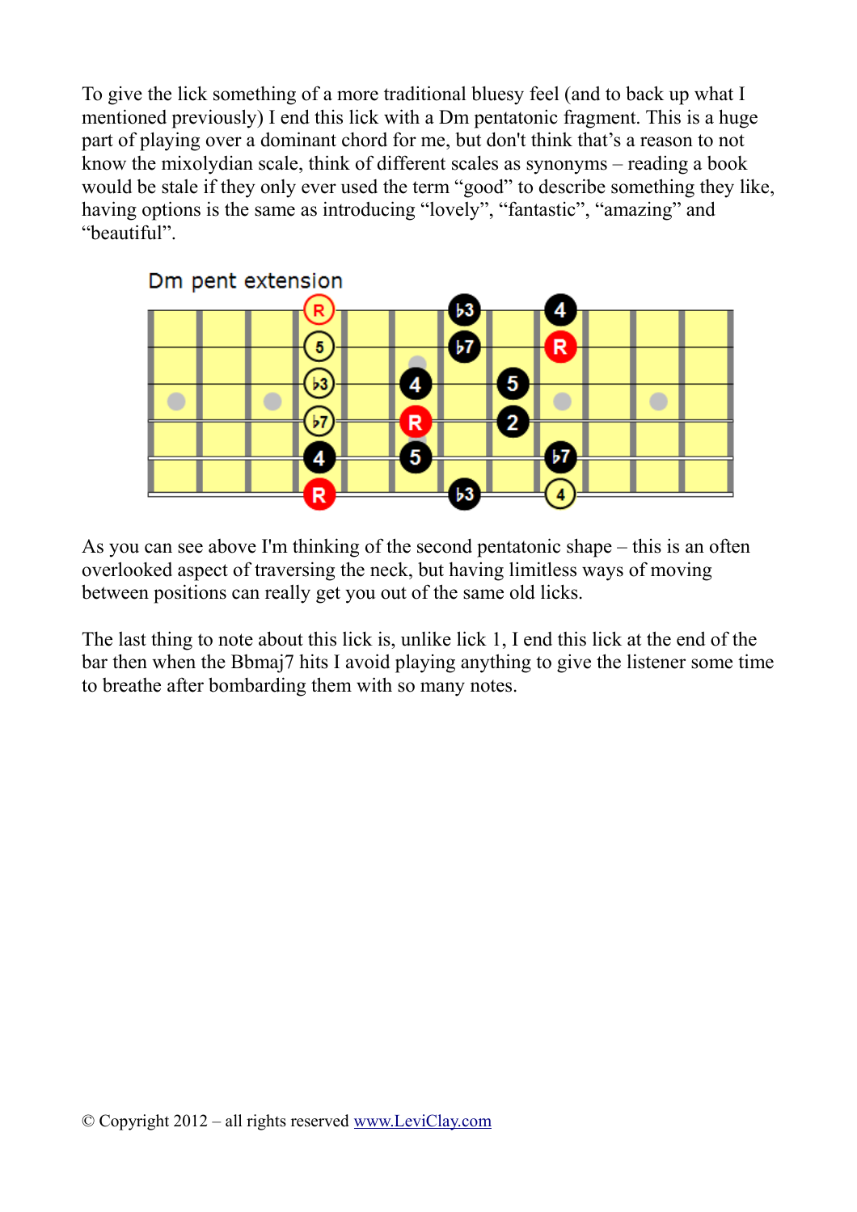To give the lick something of a more traditional bluesy feel (and to back up what I mentioned previously) I end this lick with a Dm pentatonic fragment. This is a huge part of playing over a dominant chord for me, but don't think that's a reason to not know the mixolydian scale, think of different scales as synonyms – reading a book would be stale if they only ever used the term "good" to describe something they like, having options is the same as introducing "lovely", "fantastic", "amazing" and "beautiful".

Dm pent extension

As you can see above I'm thinking of the second pentatonic shape – this is an often overlooked aspect of traversing the neck, but having limitless ways of moving between positions can really get you out of the same old licks.

The last thing to note about this lick is, unlike lick 1, I end this lick at the end of the bar then when the Bbmaj7 hits I avoid playing anything to give the listener some time to breathe after bombarding them with so many notes.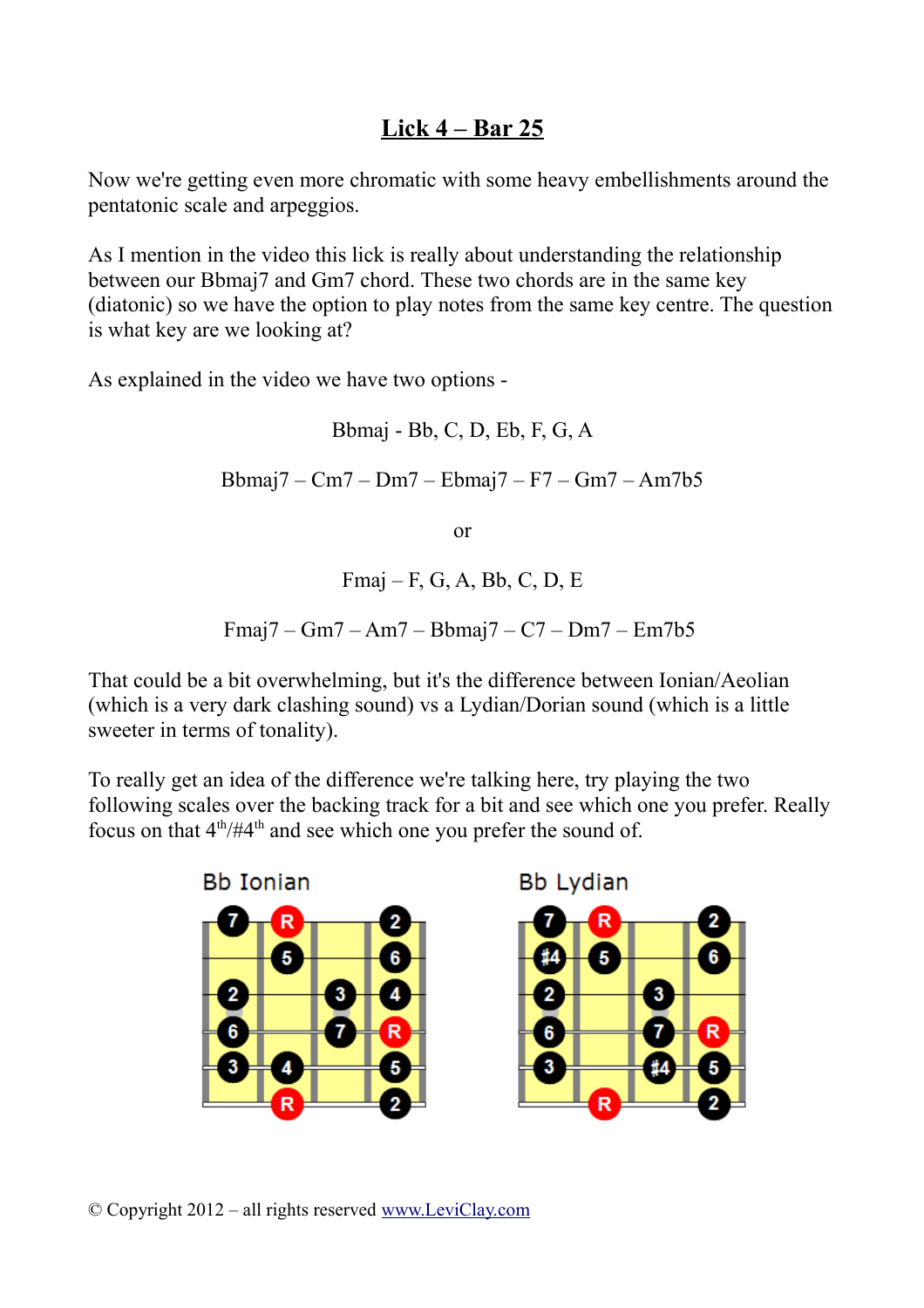# Lick 4 – Bar 25

Now we're getting even more chromatic with some heavy embellishments around the pentatonic scale and arpeggios.

As I mention in the video this lick is really about understanding the relationship between our Bbmaj7 and Gm7 chord. These two chords are in the same key (diatonic) so we have the option to play notes from the same key centre. The question is what key are we looking at?

As explained in the video we have two options -

Bbmaj - Bb, C, D, Eb, F, G, A

Bbmaj7 – Cm7 – Dm7 – Ebmaj7 – F7 – Gm7 – Am7b5

or

Fmaj – F, G, A, Bb, C, D, E

Fmaj7 – Gm7 – Am7 – Bbmaj7 – C7 – Dm7 – Em7b5

That could be a bit overwhelming, but it's the difference between Ionian/Aeolian (which is a very dark clashing sound) vs a Lydian/Dorian sound (which is a little sweeter in terms of tonality).

To really get an idea of the difference we're talking here, try playing the two following scales over the backing track for a bit and see which one you prefer. Really focus on that 4th/#4th and see which one you prefer the sound of.

Bb Ionian

Bb Lydian

© Copyright 2012 – all rights reserved www.LeviClay.com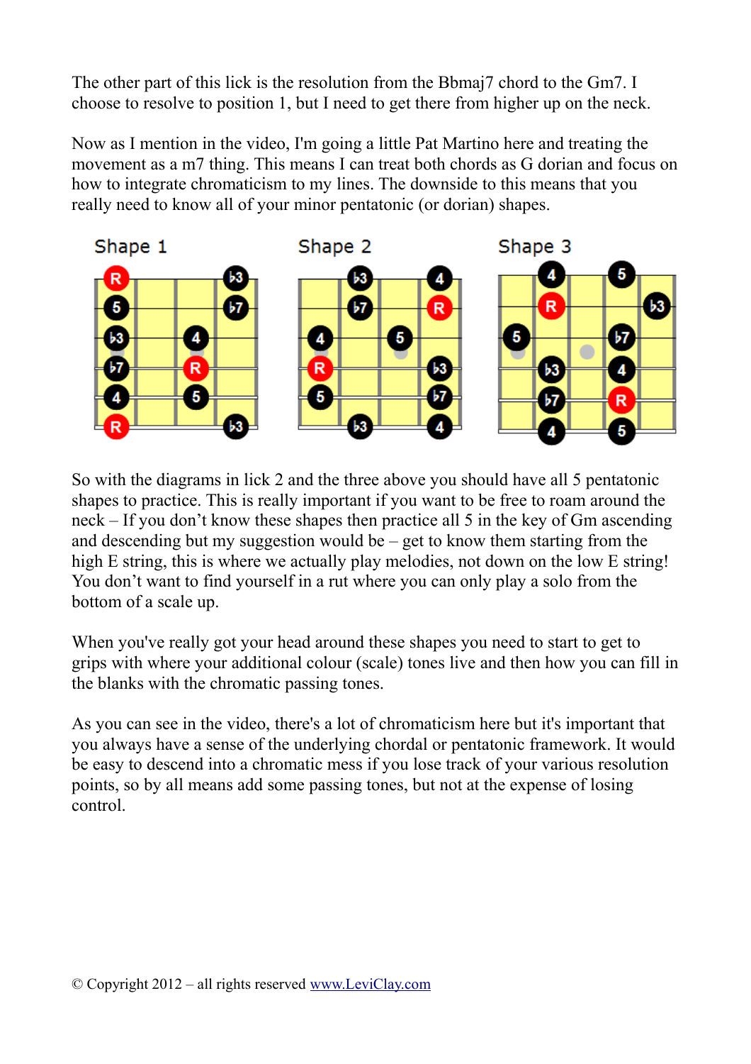The other part of this lick is the resolution from the Bbmaj7 chord to the Gm7. I choose to resolve to position 1, but I need to get there from higher up on the neck.

Now as I mention in the video, I'm going a little Pat Martino here and treating the movement as a m7 thing. This means I can treat both chords as G dorian and focus on how to integrate chromaticism to my lines. The downside to this means that you really need to know all of your minor pentatonic (or dorian) shapes.

Shape 1 Shape 2 Shape 3

So with the diagrams in lick 2 and the three above you should have all 5 pentatonic shapes to practice. This is really important if you want to be free to roam around the neck – If you don't know these shapes then practice all 5 in the key of Gm ascending and descending but my suggestion would be – get to know them starting from the high E string, this is where we actually play melodies, not down on the low E string! You don't want to find yourself in a rut where you can only play a solo from the bottom of a scale up.

When you've really got your head around these shapes you need to start to get to grips with where your additional colour (scale) tones live and then how you can fill in the blanks with the chromatic passing tones.

As you can see in the video, there's a lot of chromaticism here but it's important that you always have a sense of the underlying chordal or pentatonic framework. It would be easy to descend into a chromatic mess if you lose track of your various resolution points, so by all means add some passing tones, but not at the expense of losing control.

© Copyright 2012 – all rights reserved www.LeviClay.com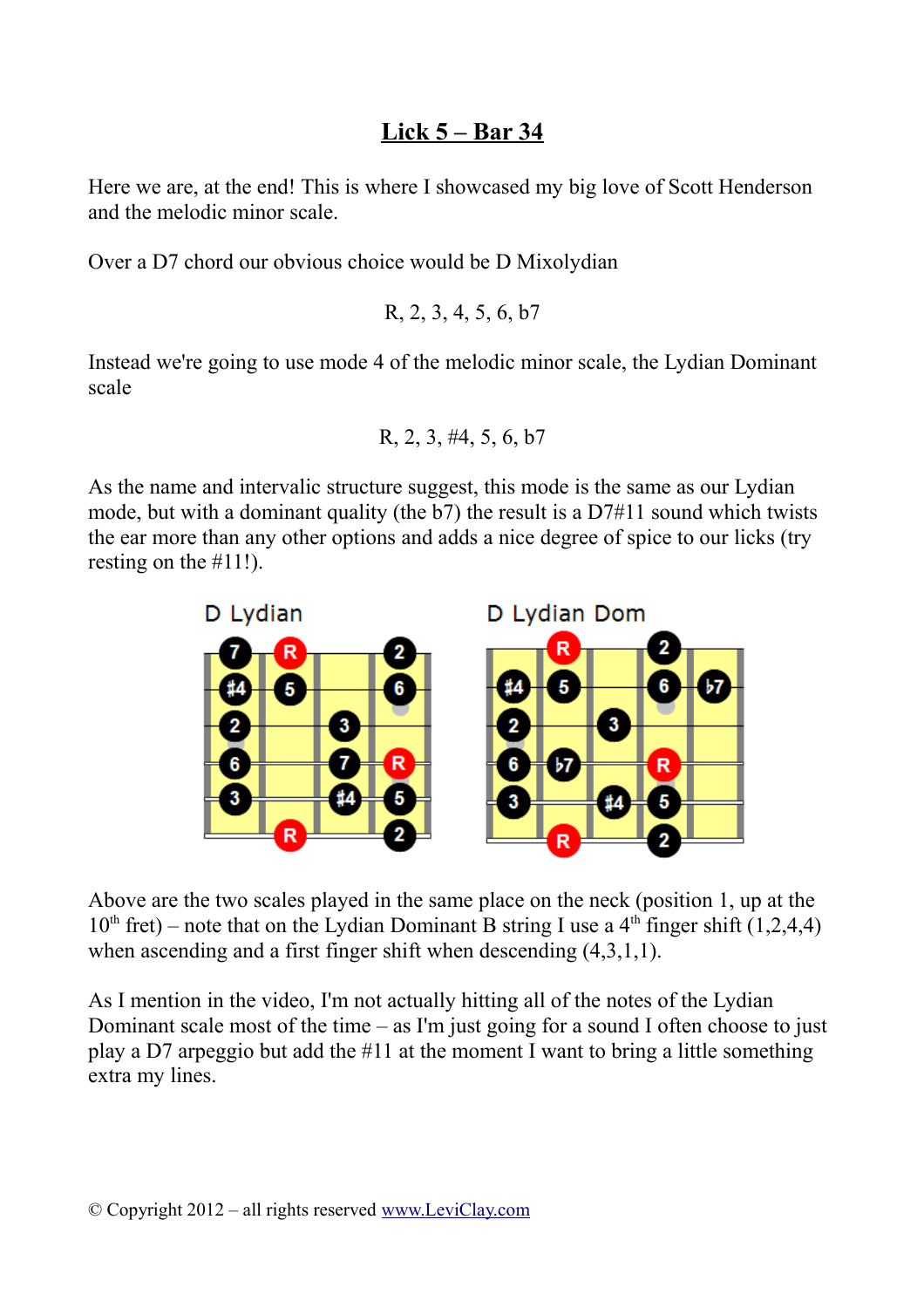# Lick 5 – Bar 34

Here we are, at the end! This is where I showcased my big love of Scott Henderson and the melodic minor scale.

Over a D7 chord our obvious choice would be D Mixolydian

R, 2, 3, 4, 5, 6, b7

Instead we're going to use mode 4 of the melodic minor scale, the Lydian Dominant scale

R, 2, 3, #4, 5, 6, b7

As the name and intervalic structure suggest, this mode is the same as our Lydian mode, but with a dominant quality (the b7) the result is a D7#11 sound which twists the ear more than any other options and adds a nice degree of spice to our licks (try resting on the #11!).

Above are the two scales played in the same place on the neck (position 1, up at the 10th fret) – note that on the Lydian Dominant B string I use a 4th finger shift (1,2,4,4) when ascending and a first finger shift when descending (4,3,1,1).

As I mention in the video, I'm not actually hitting all of the notes of the Lydian Dominant scale most of the time – as I'm just going for a sound I often choose to just play a D7 arpeggio but add the #11 at the moment I want to bring a little something extra my lines.

© Copyright 2012 – all rights reserved www.LeviClay.com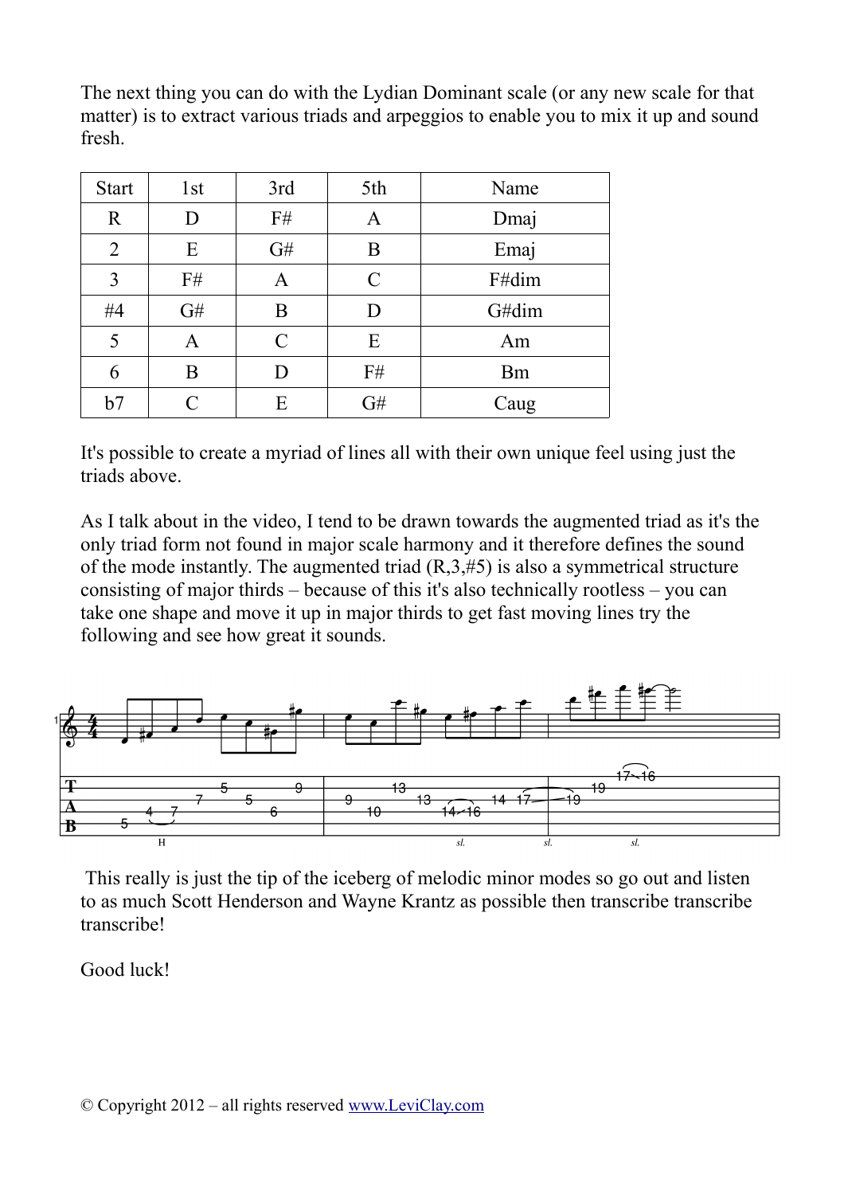The next thing you can do with the Lydian Dominant scale (or any new scale for that matter) is to extract various triads and arpeggios to enable you to mix it up and sound fresh.

| Start | 1st | 3rd | 5th | Name |
|---|---|---|---|---|
| R | D | F# | A | Dmaj |
| 2 | E | G# | B | Emaj |
| 3 | F# | A | C | F#dim |
| #4 | G# | B | D | G#dim |
| 5 | A | C | E | Am |
| 6 | B | D | F# | Bm |
| b7 | C | E | G# | Caug |

It's possible to create a myriad of lines all with their own unique feel using just the triads above.

As I talk about in the video, I tend to be drawn towards the augmented triad as it's the only triad form not found in major scale harmony and it therefore defines the sound of the mode instantly. The augmented triad (R,3,#5) is also a symmetrical structure consisting of major thirds – because of this it's also technically rootless – you can take one shape and move it up in major thirds to get fast moving lines try the following and see how great it sounds.

This really is just the tip of the iceberg of melodic minor modes so go out and listen to as much Scott Henderson and Wayne Krantz as possible then transcribe transcribe transcribe!

Good luck!

© Copyright 2012 – all rights reserved www.LeviClay.com